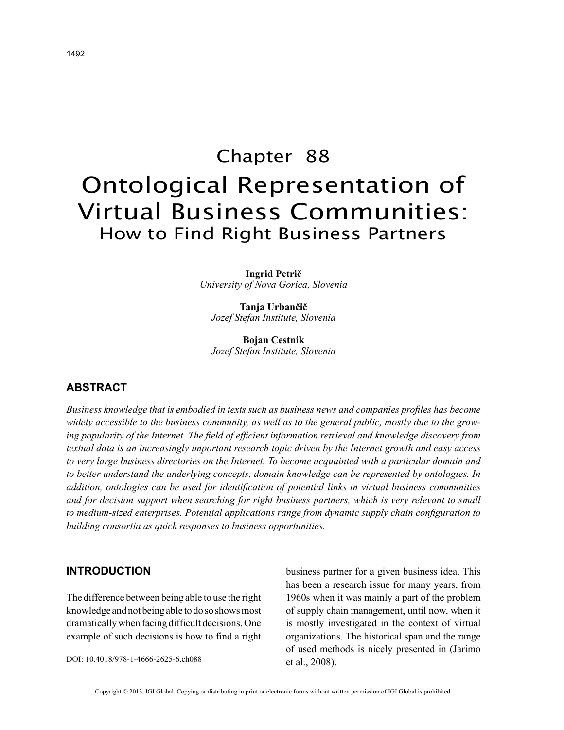# Chapter 88

# Ontological Representation of Virtual Business Communities: How to Find Right Business Partners

**Ingrid Petrič**
*University of Nova Gorica, Slovenia*

**Tanja Urbančič**
*Jozef Stefan Institute, Slovenia*

**Bojan Cestnik**
*Jozef Stefan Institute, Slovenia*

## ABSTRACT

*Business knowledge that is embodied in texts such as business news and companies profiles has become widely accessible to the business community, as well as to the general public, mostly due to the growing popularity of the Internet. The field of efficient information retrieval and knowledge discovery from textual data is an increasingly important research topic driven by the Internet growth and easy access to very large business directories on the Internet. To become acquainted with a particular domain and to better understand the underlying concepts, domain knowledge can be represented by ontologies. In addition, ontologies can be used for identification of potential links in virtual business communities and for decision support when searching for right business partners, which is very relevant to small to medium-sized enterprises. Potential applications range from dynamic supply chain configuration to building consortia as quick responses to business opportunities.*

## INTRODUCTION

The difference between being able to use the right knowledge and not being able to do so shows most dramatically when facing difficult decisions. One example of such decisions is how to find a right business partner for a given business idea. This has been a research issue for many years, from 1960s when it was mainly a part of the problem of supply chain management, until now, when it is mostly investigated in the context of virtual organizations. The historical span and the range of used methods is nicely presented in (Jarimo et al., 2008).

DOI: 10.4018/978-1-4666-2625-6.ch088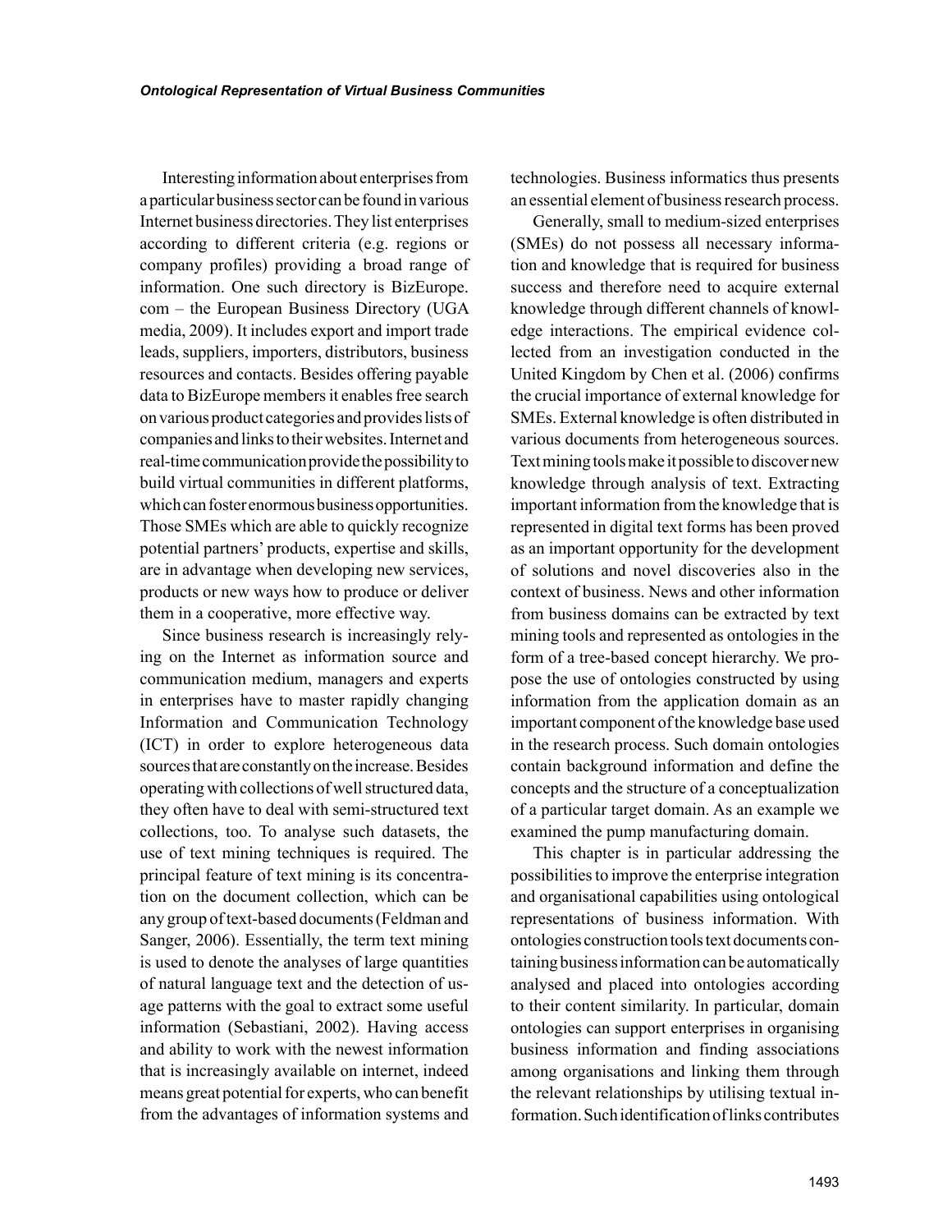Interesting information about enterprises from a particular business sector can be found in various Internet business directories. They list enterprises according to different criteria (e.g. regions or company profiles) providing a broad range of information. One such directory is BizEurope.com – the European Business Directory (UGA media, 2009). It includes export and import trade leads, suppliers, importers, distributors, business resources and contacts. Besides offering payable data to BizEurope members it enables free search on various product categories and provides lists of companies and links to their websites. Internet and real-time communication provide the possibility to build virtual communities in different platforms, which can foster enormous business opportunities. Those SMEs which are able to quickly recognize potential partners' products, expertise and skills, are in advantage when developing new services, products or new ways how to produce or deliver them in a cooperative, more effective way.

Since business research is increasingly relying on the Internet as information source and communication medium, managers and experts in enterprises have to master rapidly changing Information and Communication Technology (ICT) in order to explore heterogeneous data sources that are constantly on the increase. Besides operating with collections of well structured data, they often have to deal with semi-structured text collections, too. To analyse such datasets, the use of text mining techniques is required. The principal feature of text mining is its concentration on the document collection, which can be any group of text-based documents (Feldman and Sanger, 2006). Essentially, the term text mining is used to denote the analyses of large quantities of natural language text and the detection of usage patterns with the goal to extract some useful information (Sebastiani, 2002). Having access and ability to work with the newest information that is increasingly available on internet, indeed means great potential for experts, who can benefit from the advantages of information systems and technologies. Business informatics thus presents an essential element of business research process.

Generally, small to medium-sized enterprises (SMEs) do not possess all necessary information and knowledge that is required for business success and therefore need to acquire external knowledge through different channels of knowledge interactions. The empirical evidence collected from an investigation conducted in the United Kingdom by Chen et al. (2006) confirms the crucial importance of external knowledge for SMEs. External knowledge is often distributed in various documents from heterogeneous sources. Text mining tools make it possible to discover new knowledge through analysis of text. Extracting important information from the knowledge that is represented in digital text forms has been proved as an important opportunity for the development of solutions and novel discoveries also in the context of business. News and other information from business domains can be extracted by text mining tools and represented as ontologies in the form of a tree-based concept hierarchy. We propose the use of ontologies constructed by using information from the application domain as an important component of the knowledge base used in the research process. Such domain ontologies contain background information and define the concepts and the structure of a conceptualization of a particular target domain. As an example we examined the pump manufacturing domain.

This chapter is in particular addressing the possibilities to improve the enterprise integration and organisational capabilities using ontological representations of business information. With ontologies construction tools text documents containing business information can be automatically analysed and placed into ontologies according to their content similarity. In particular, domain ontologies can support enterprises in organising business information and finding associations among organisations and linking them through the relevant relationships by utilising textual information. Such identification of links contributes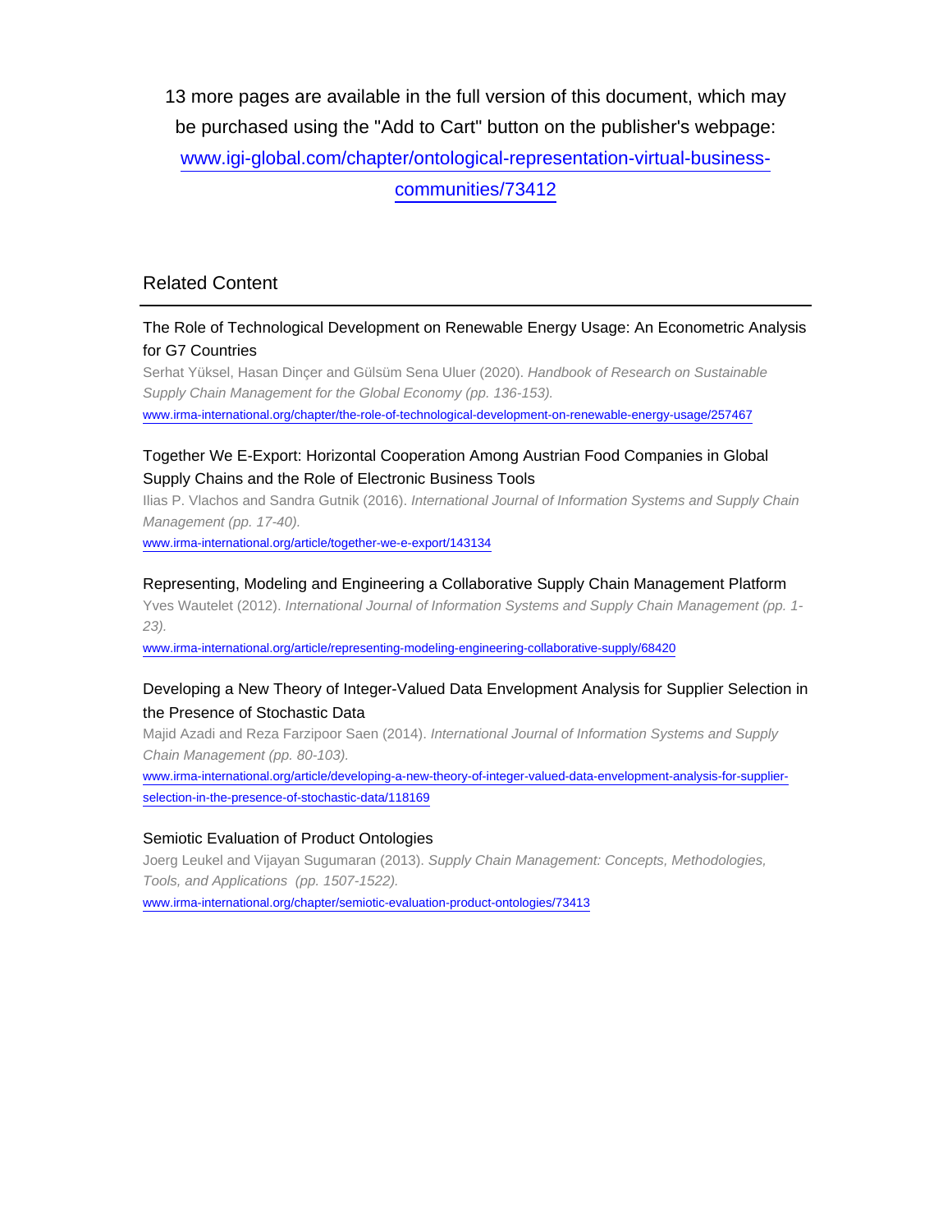13 more pages are available in the full version of this document, which may be purchased using the "Add to Cart" button on the publisher's webpage: www.igi-global.com/chapter/ontological-representation-virtual-business-communities/73412

## Related Content

The Role of Technological Development on Renewable Energy Usage: An Econometric Analysis for G7 Countries
Serhat Yüksel, Hasan Dinçer and Gülsüm Sena Uluer (2020). *Handbook of Research on Sustainable Supply Chain Management for the Global Economy (pp. 136-153).*
www.irma-international.org/chapter/the-role-of-technological-development-on-renewable-energy-usage/257467

Together We E-Export: Horizontal Cooperation Among Austrian Food Companies in Global Supply Chains and the Role of Electronic Business Tools
Ilias P. Vlachos and Sandra Gutnik (2016). *International Journal of Information Systems and Supply Chain Management (pp. 17-40).*
www.irma-international.org/article/together-we-e-export/143134

Representing, Modeling and Engineering a Collaborative Supply Chain Management Platform
Yves Wautelet (2012). *International Journal of Information Systems and Supply Chain Management (pp. 1-23).*
www.irma-international.org/article/representing-modeling-engineering-collaborative-supply/68420

Developing a New Theory of Integer-Valued Data Envelopment Analysis for Supplier Selection in the Presence of Stochastic Data
Majid Azadi and Reza Farzipoor Saen (2014). *International Journal of Information Systems and Supply Chain Management (pp. 80-103).*
www.irma-international.org/article/developing-a-new-theory-of-integer-valued-data-envelopment-analysis-for-supplier-selection-in-the-presence-of-stochastic-data/118169

Semiotic Evaluation of Product Ontologies
Joerg Leukel and Vijayan Sugumaran (2013). *Supply Chain Management: Concepts, Methodologies, Tools, and Applications (pp. 1507-1522).*
www.irma-international.org/chapter/semiotic-evaluation-product-ontologies/73413